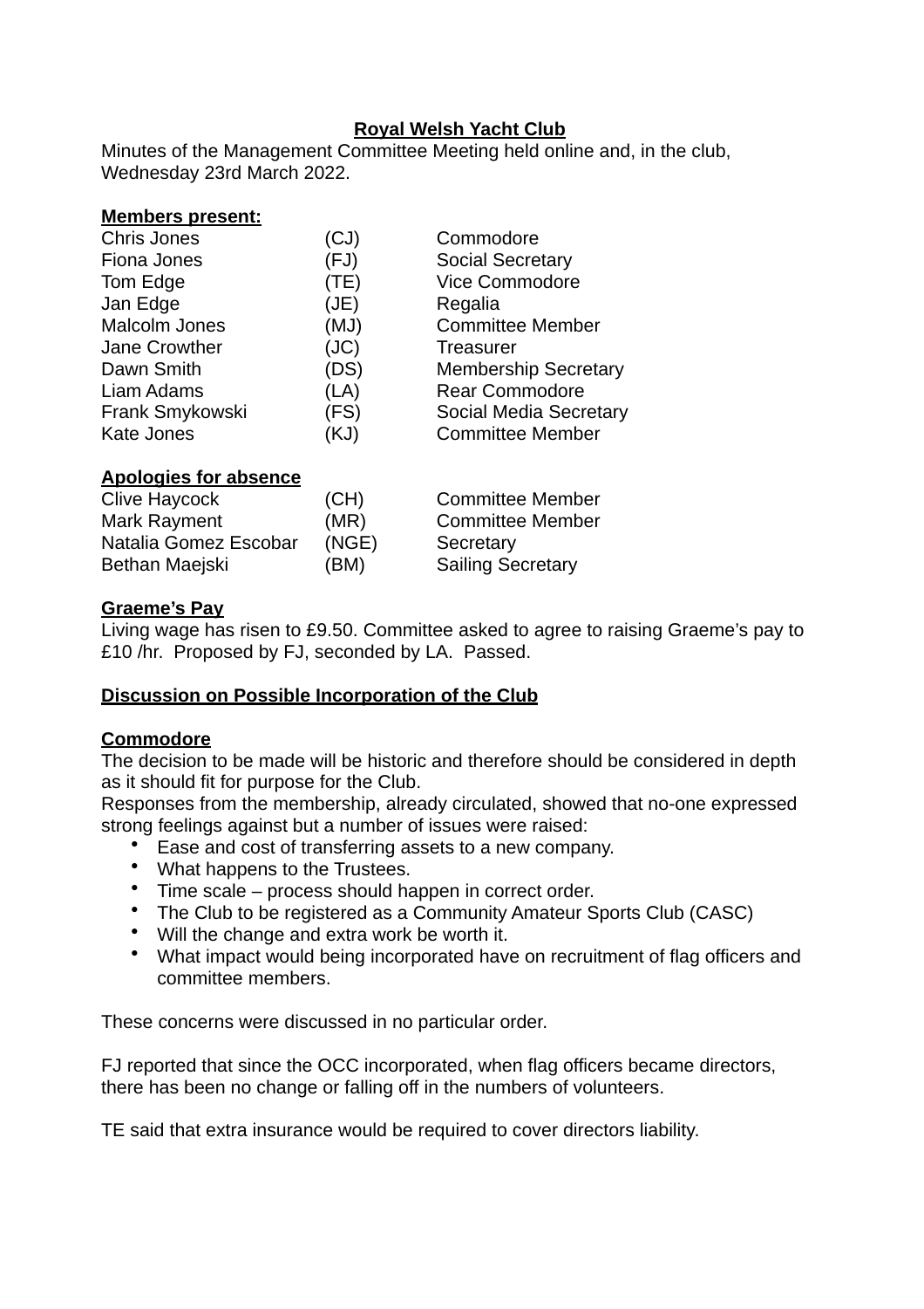**Royal Welsh Yacht Club**

Minutes of the Management Committee Meeting held online and, in the club, Wednesday 23rd March 2022.

**Members present:**

| | | |
|---|---|---|
| Chris Jones | (CJ) | Commodore |
| Fiona Jones | (FJ) | Social Secretary |
| Tom Edge | (TE) | Vice Commodore |
| Jan Edge | (JE) | Regalia |
| Malcolm Jones | (MJ) | Committee Member |
| Jane Crowther | (JC) | Treasurer |
| Dawn Smith | (DS) | Membership Secretary |
| Liam Adams | (LA) | Rear Commodore |
| Frank Smykowski | (FS) | Social Media Secretary |
| Kate Jones | (KJ) | Committee Member |

**Apologies for absence**

| | | |
|---|---|---|
| Clive Haycock | (CH) | Committee Member |
| Mark Rayment | (MR) | Committee Member |
| Natalia Gomez Escobar | (NGE) | Secretary |
| Bethan Maejski | (BM) | Sailing Secretary |

**Graeme's Pay**

Living wage has risen to £9.50. Committee asked to agree to raising Graeme's pay to £10 /hr. Proposed by FJ, seconded by LA. Passed.

**Discussion on Possible Incorporation of the Club**

**Commodore**

The decision to be made will be historic and therefore should be considered in depth as it should fit for purpose for the Club.

Responses from the membership, already circulated, showed that no-one expressed strong feelings against but a number of issues were raised:

- Ease and cost of transferring assets to a new company.
- What happens to the Trustees.
- Time scale – process should happen in correct order.
- The Club to be registered as a Community Amateur Sports Club (CASC)
- Will the change and extra work be worth it.
- What impact would being incorporated have on recruitment of flag officers and committee members.

These concerns were discussed in no particular order.

FJ reported that since the OCC incorporated, when flag officers became directors, there has been no change or falling off in the numbers of volunteers.

TE said that extra insurance would be required to cover directors liability.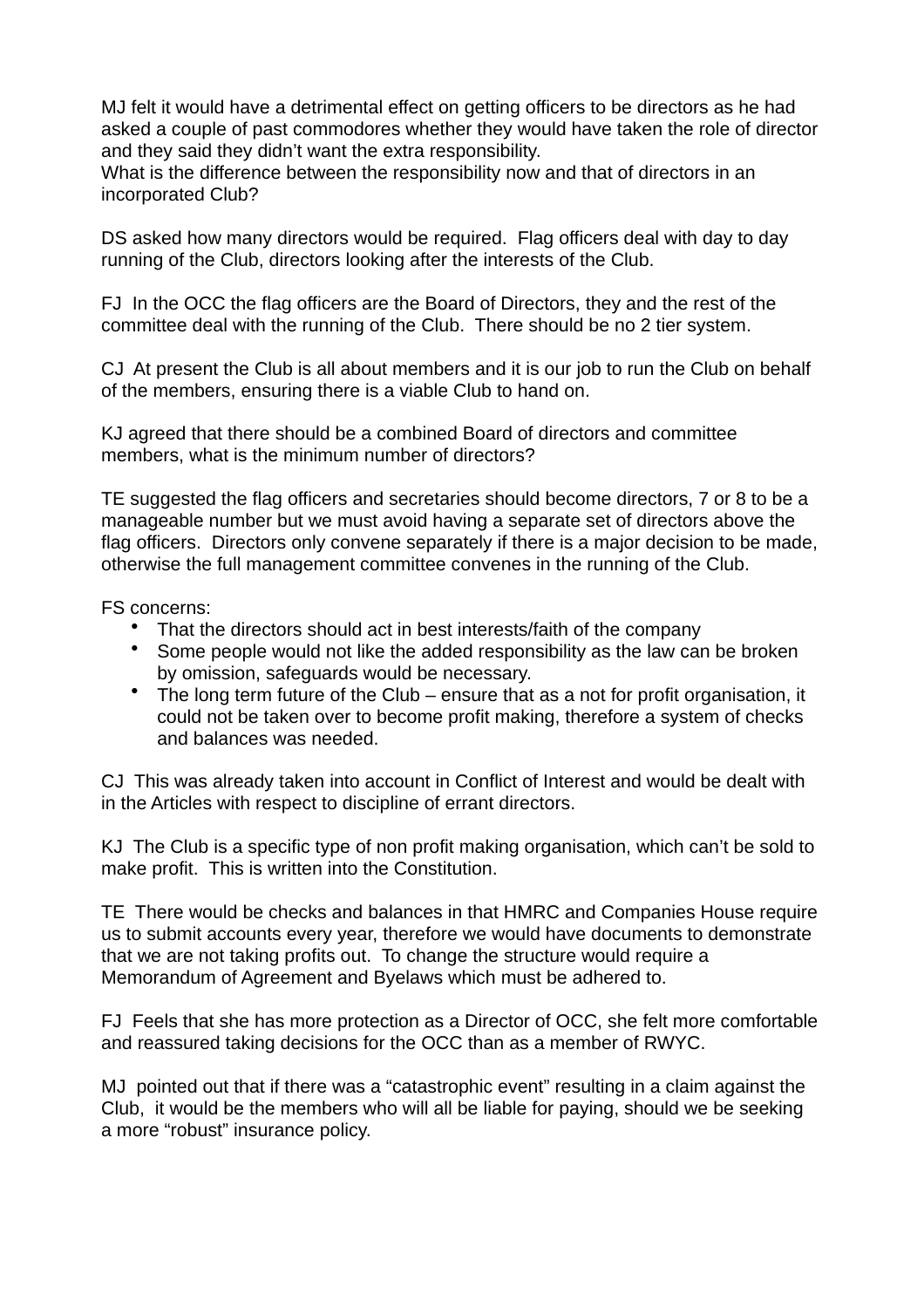MJ felt it would have a detrimental effect on getting officers to be directors as he had asked a couple of past commodores whether they would have taken the role of director and they said they didn't want the extra responsibility.
What is the difference between the responsibility now and that of directors in an incorporated Club?

DS asked how many directors would be required. Flag officers deal with day to day running of the Club, directors looking after the interests of the Club.

FJ In the OCC the flag officers are the Board of Directors, they and the rest of the committee deal with the running of the Club. There should be no 2 tier system.

CJ At present the Club is all about members and it is our job to run the Club on behalf of the members, ensuring there is a viable Club to hand on.

KJ agreed that there should be a combined Board of directors and committee members, what is the minimum number of directors?

TE suggested the flag officers and secretaries should become directors, 7 or 8 to be a manageable number but we must avoid having a separate set of directors above the flag officers. Directors only convene separately if there is a major decision to be made, otherwise the full management committee convenes in the running of the Club.

FS concerns:

- That the directors should act in best interests/faith of the company
- Some people would not like the added responsibility as the law can be broken by omission, safeguards would be necessary.
- The long term future of the Club – ensure that as a not for profit organisation, it could not be taken over to become profit making, therefore a system of checks and balances was needed.

CJ This was already taken into account in Conflict of Interest and would be dealt with in the Articles with respect to discipline of errant directors.

KJ The Club is a specific type of non profit making organisation, which can't be sold to make profit. This is written into the Constitution.

TE There would be checks and balances in that HMRC and Companies House require us to submit accounts every year, therefore we would have documents to demonstrate that we are not taking profits out. To change the structure would require a Memorandum of Agreement and Byelaws which must be adhered to.

FJ Feels that she has more protection as a Director of OCC, she felt more comfortable and reassured taking decisions for the OCC than as a member of RWYC.

MJ pointed out that if there was a "catastrophic event" resulting in a claim against the Club, it would be the members who will all be liable for paying, should we be seeking a more "robust" insurance policy.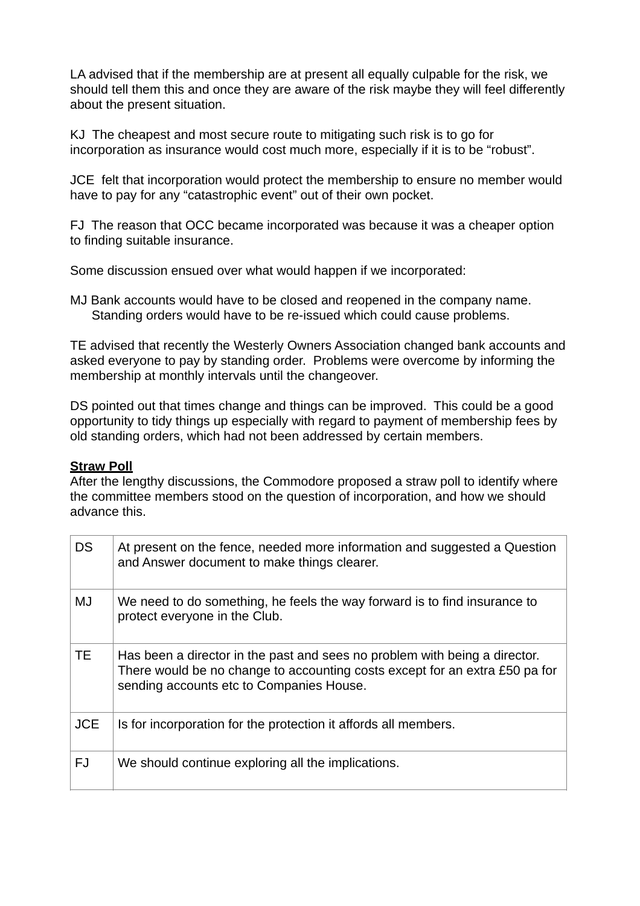LA advised that if the membership are at present all equally culpable for the risk, we should tell them this and once they are aware of the risk maybe they will feel differently about the present situation.

KJ The cheapest and most secure route to mitigating such risk is to go for incorporation as insurance would cost much more, especially if it is to be "robust".

JCE felt that incorporation would protect the membership to ensure no member would have to pay for any "catastrophic event" out of their own pocket.

FJ The reason that OCC became incorporated was because it was a cheaper option to finding suitable insurance.

Some discussion ensued over what would happen if we incorporated:

MJ Bank accounts would have to be closed and reopened in the company name. Standing orders would have to be re-issued which could cause problems.

TE advised that recently the Westerly Owners Association changed bank accounts and asked everyone to pay by standing order. Problems were overcome by informing the membership at monthly intervals until the changeover.

DS pointed out that times change and things can be improved. This could be a good opportunity to tidy things up especially with regard to payment of membership fees by old standing orders, which had not been addressed by certain members.

**Straw Poll**

After the lengthy discussions, the Commodore proposed a straw poll to identify where the committee members stood on the question of incorporation, and how we should advance this.

| | |
|---|---|
| DS | At present on the fence, needed more information and suggested a Question and Answer document to make things clearer. |
| MJ | We need to do something, he feels the way forward is to find insurance to protect everyone in the Club. |
| TE | Has been a director in the past and sees no problem with being a director. There would be no change to accounting costs except for an extra £50 pa for sending accounts etc to Companies House. |
| JCE | Is for incorporation for the protection it affords all members. |
| FJ | We should continue exploring all the implications. |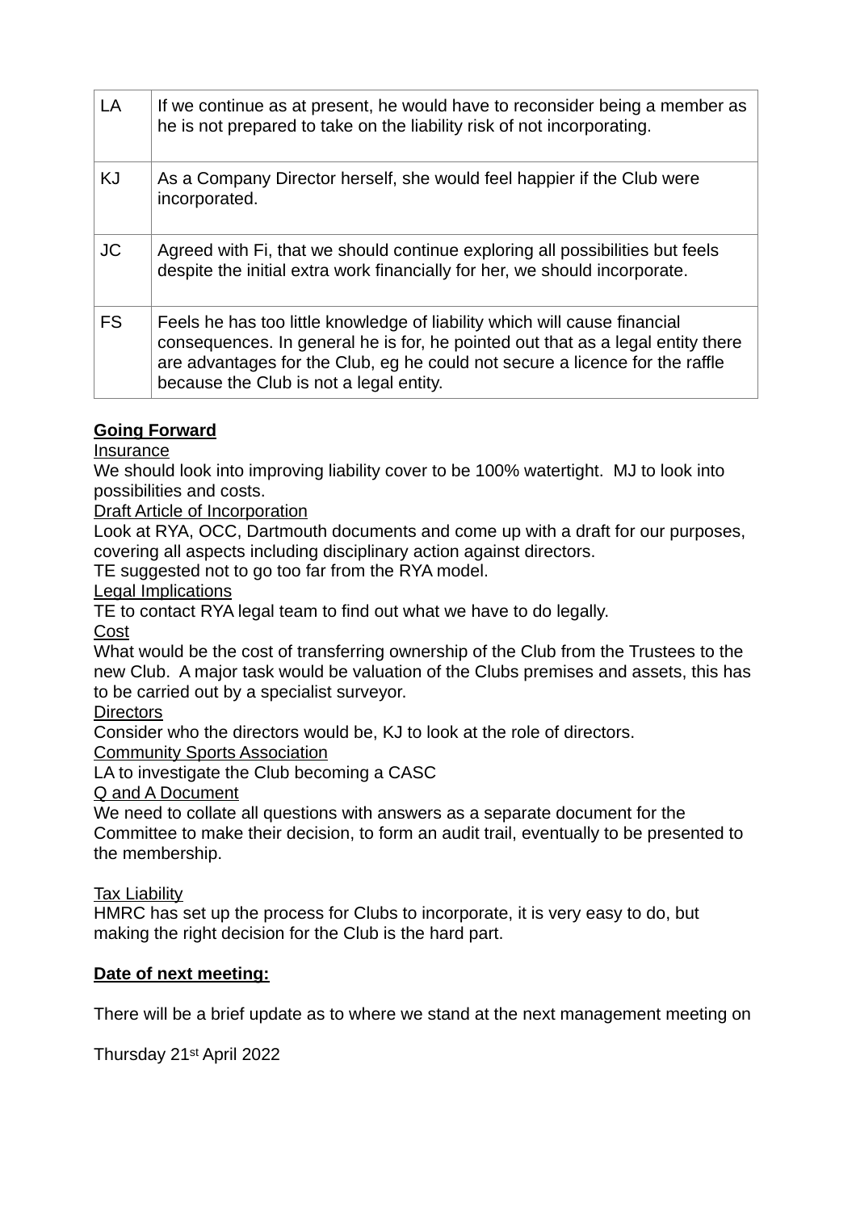| | |
|---|---|
| LA | If we continue as at present, he would have to reconsider being a member as he is not prepared to take on the liability risk of not incorporating. |
| KJ | As a Company Director herself, she would feel happier if the Club were incorporated. |
| JC | Agreed with Fi, that we should continue exploring all possibilities but feels despite the initial extra work financially for her, we should incorporate. |
| FS | Feels he has too little knowledge of liability which will cause financial consequences. In general he is for, he pointed out that as a legal entity there are advantages for the Club, eg he could not secure a licence for the raffle because the Club is not a legal entity. |

**Going Forward**

Insurance

We should look into improving liability cover to be 100% watertight. MJ to look into possibilities and costs.

Draft Article of Incorporation

Look at RYA, OCC, Dartmouth documents and come up with a draft for our purposes, covering all aspects including disciplinary action against directors.

TE suggested not to go too far from the RYA model.

Legal Implications

TE to contact RYA legal team to find out what we have to do legally.

Cost

What would be the cost of transferring ownership of the Club from the Trustees to the new Club. A major task would be valuation of the Clubs premises and assets, this has to be carried out by a specialist surveyor.

Directors

Consider who the directors would be, KJ to look at the role of directors.

Community Sports Association

LA to investigate the Club becoming a CASC

Q and A Document

We need to collate all questions with answers as a separate document for the Committee to make their decision, to form an audit trail, eventually to be presented to the membership.

Tax Liability

HMRC has set up the process for Clubs to incorporate, it is very easy to do, but making the right decision for the Club is the hard part.

**Date of next meeting:**

There will be a brief update as to where we stand at the next management meeting on

Thursday 21st April 2022